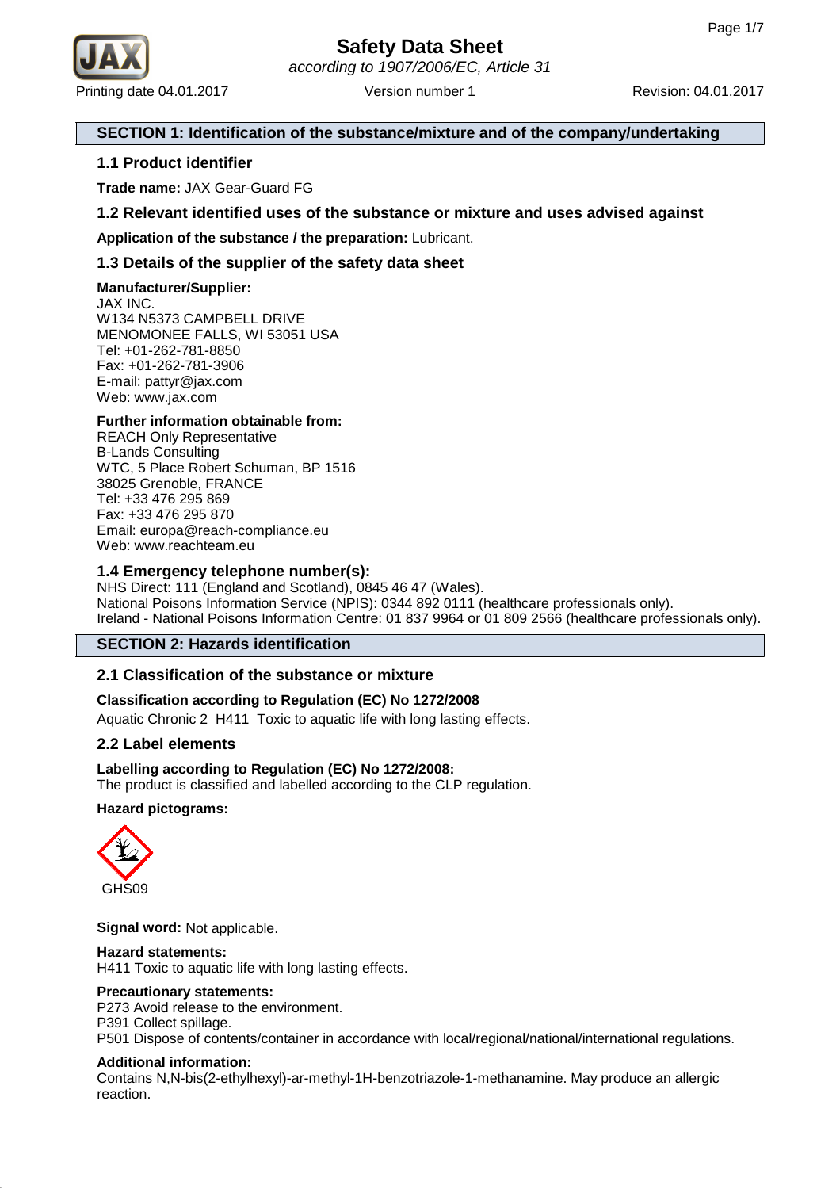# Safety Data Sheet

*according to 1907/2006/EC, Article 31*

Printing date 04.01.2017 Version number 1 Revision: 04.01.2017

## SECTION 1: Identification of the substance/mixture and of the company/undertaking

### 1.1 Product identifier

**Trade name:** JAX Gear-Guard FG

### 1.2 Relevant identified uses of the substance or mixture and uses advised against

**Application of the substance / the preparation:** Lubricant.

### 1.3 Details of the supplier of the safety data sheet

**Manufacturer/Supplier:**
JAX INC.
W134 N5373 CAMPBELL DRIVE
MENOMONEE FALLS, WI 53051 USA
Tel: +01-262-781-8850
Fax: +01-262-781-3906
E-mail: pattyr@jax.com
Web: www.jax.com

**Further information obtainable from:**
REACH Only Representative
B-Lands Consulting
WTC, 5 Place Robert Schuman, BP 1516
38025 Grenoble, FRANCE
Tel: +33 476 295 869
Fax: +33 476 295 870
Email: europa@reach-compliance.eu
Web: www.reachteam.eu

### 1.4 Emergency telephone number(s):

NHS Direct: 111 (England and Scotland), 0845 46 47 (Wales).
National Poisons Information Service (NPIS): 0344 892 0111 (healthcare professionals only).
Ireland - National Poisons Information Centre: 01 837 9964 or 01 809 2566 (healthcare professionals only).

## SECTION 2: Hazards identification

### 2.1 Classification of the substance or mixture

**Classification according to Regulation (EC) No 1272/2008**

Aquatic Chronic 2 H411 Toxic to aquatic life with long lasting effects.

### 2.2 Label elements

**Labelling according to Regulation (EC) No 1272/2008:**
The product is classified and labelled according to the CLP regulation.

**Hazard pictograms:**

GHS09

**Signal word:** Not applicable.

**Hazard statements:**
H411 Toxic to aquatic life with long lasting effects.

**Precautionary statements:**
P273 Avoid release to the environment.
P391 Collect spillage.
P501 Dispose of contents/container in accordance with local/regional/national/international regulations.

**Additional information:**
Contains N,N-bis(2-ethylhexyl)-ar-methyl-1H-benzotriazole-1-methanamine. May produce an allergic reaction.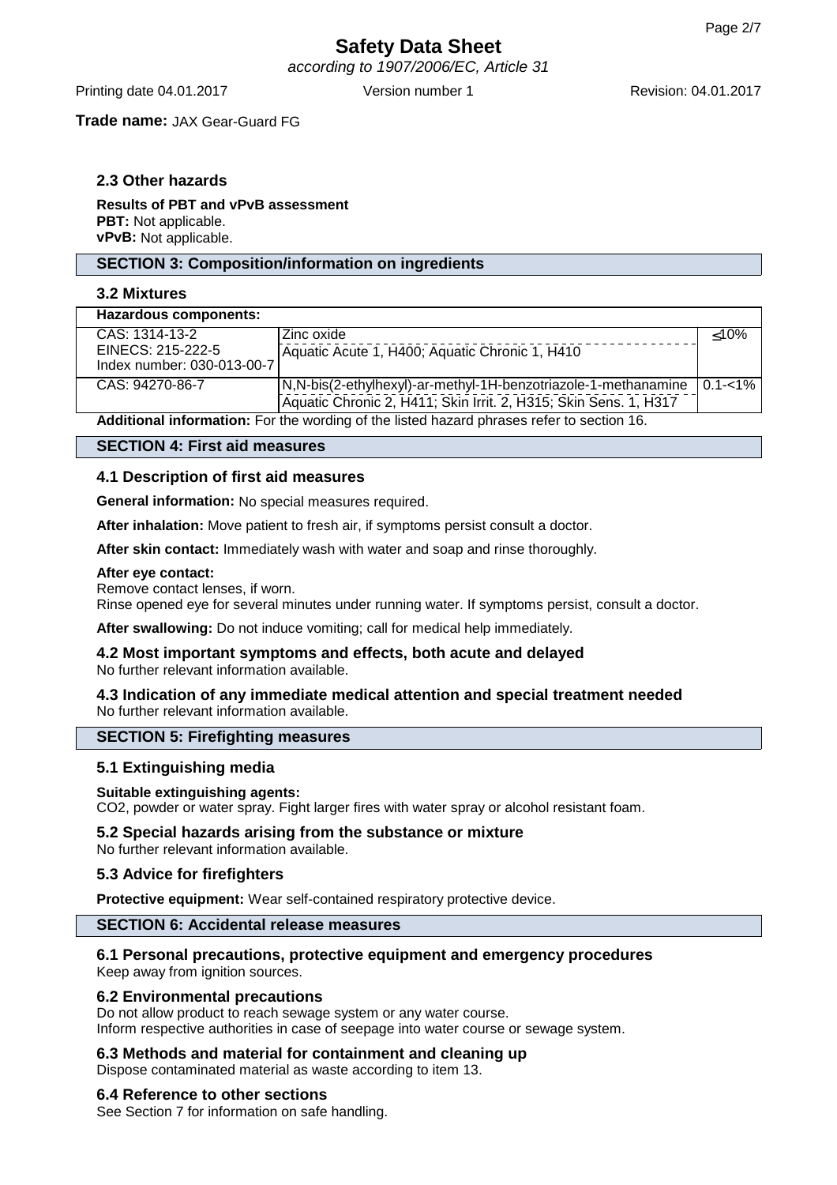**Trade name:** JAX Gear-Guard FG

### 2.3 Other hazards

**Results of PBT and vPvB assessment**
**PBT:** Not applicable.
**vPvB:** Not applicable.

## SECTION 3: Composition/information on ingredients

### 3.2 Mixtures

| Hazardous components: | | |
|---|---|---|
| CAS: 1314-13-2<br>EINECS: 215-222-5<br>Index number: 030-013-00-7 | Zinc oxide<br>Aquatic Acute 1, H400; Aquatic Chronic 1, H410 | ≤10% |
| CAS: 94270-86-7 | N,N-bis(2-ethylhexyl)-ar-methyl-1H-benzotriazole-1-methanamine<br>Aquatic Chronic 2, H411; Skin Irrit. 2, H315; Skin Sens. 1, H317 | 0.1-<1% |

**Additional information:** For the wording of the listed hazard phrases refer to section 16.

## SECTION 4: First aid measures

### 4.1 Description of first aid measures

**General information:** No special measures required.

**After inhalation:** Move patient to fresh air, if symptoms persist consult a doctor.

**After skin contact:** Immediately wash with water and soap and rinse thoroughly.

**After eye contact:**
Remove contact lenses, if worn.
Rinse opened eye for several minutes under running water. If symptoms persist, consult a doctor.

**After swallowing:** Do not induce vomiting; call for medical help immediately.

### 4.2 Most important symptoms and effects, both acute and delayed

No further relevant information available.

### 4.3 Indication of any immediate medical attention and special treatment needed

No further relevant information available.

## SECTION 5: Firefighting measures

### 5.1 Extinguishing media

**Suitable extinguishing agents:**
$CO_2$, powder or water spray. Fight larger fires with water spray or alcohol resistant foam.

### 5.2 Special hazards arising from the substance or mixture

No further relevant information available.

### 5.3 Advice for firefighters

**Protective equipment:** Wear self-contained respiratory protective device.

## SECTION 6: Accidental release measures

### 6.1 Personal precautions, protective equipment and emergency procedures

Keep away from ignition sources.

### 6.2 Environmental precautions

Do not allow product to reach sewage system or any water course.
Inform respective authorities in case of seepage into water course or sewage system.

### 6.3 Methods and material for containment and cleaning up

Dispose contaminated material as waste according to item 13.

### 6.4 Reference to other sections

See Section 7 for information on safe handling.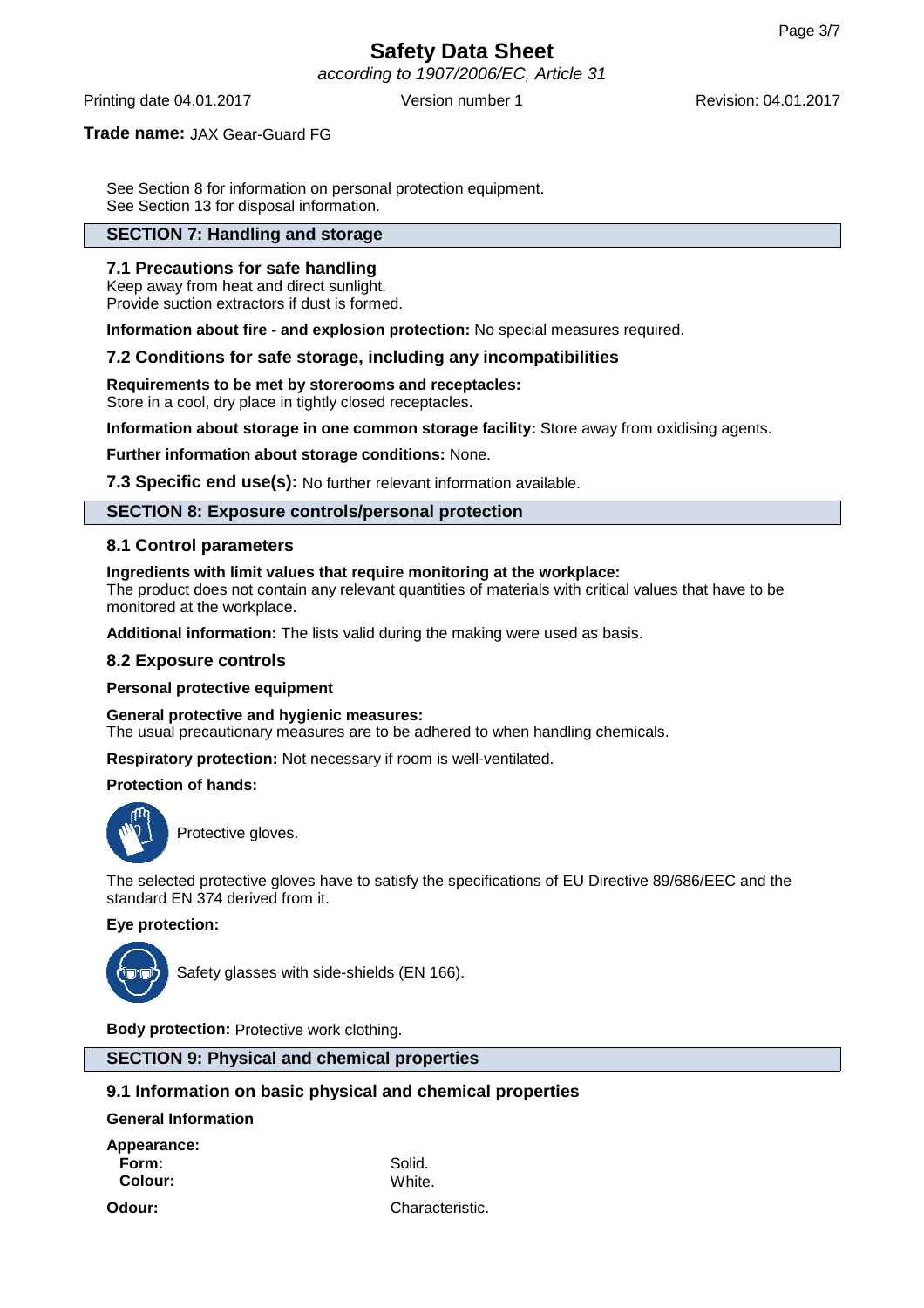**Trade name:** JAX Gear-Guard FG

See Section 8 for information on personal protection equipment.
See Section 13 for disposal information.

## SECTION 7: Handling and storage

### 7.1 Precautions for safe handling

Keep away from heat and direct sunlight.
Provide suction extractors if dust is formed.

**Information about fire - and explosion protection:** No special measures required.

### 7.2 Conditions for safe storage, including any incompatibilities

**Requirements to be met by storerooms and receptacles:**
Store in a cool, dry place in tightly closed receptacles.

**Information about storage in one common storage facility:** Store away from oxidising agents.

**Further information about storage conditions:** None.

**7.3 Specific end use(s):** No further relevant information available.

## SECTION 8: Exposure controls/personal protection

### 8.1 Control parameters

**Ingredients with limit values that require monitoring at the workplace:**
The product does not contain any relevant quantities of materials with critical values that have to be monitored at the workplace.

**Additional information:** The lists valid during the making were used as basis.

### 8.2 Exposure controls

**Personal protective equipment**

**General protective and hygienic measures:**
The usual precautionary measures are to be adhered to when handling chemicals.

**Respiratory protection:** Not necessary if room is well-ventilated.

**Protection of hands:**

Protective gloves.

The selected protective gloves have to satisfy the specifications of EU Directive 89/686/EEC and the standard EN 374 derived from it.

**Eye protection:**

Safety glasses with side-shields (EN 166).

**Body protection:** Protective work clothing.

## SECTION 9: Physical and chemical properties

### 9.1 Information on basic physical and chemical properties

**General Information**

**Appearance:**

| | |
|---|---|
| **Form:** | Solid. |
| **Colour:** | White. |
| **Odour:** | Characteristic. |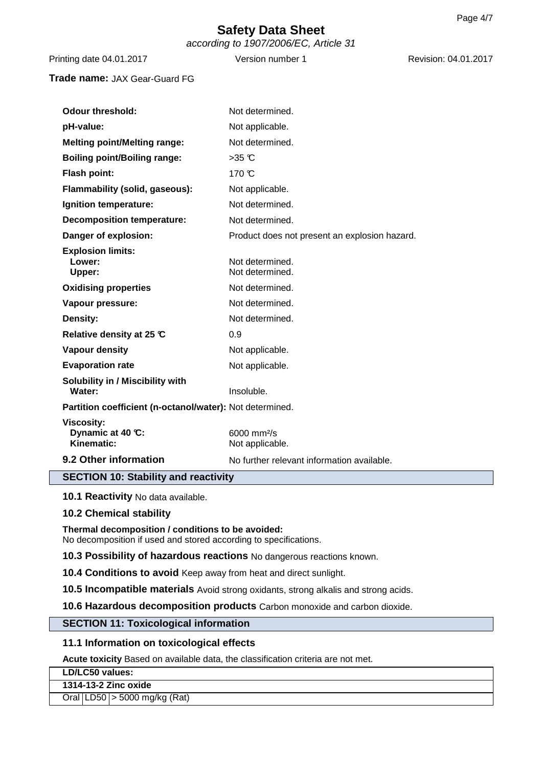**Safety Data Sheet**

*according to 1907/2006/EC, Article 31*

Printing date 04.01.2017 | Version number 1 | Revision: 04.01.2017

**Trade name:** JAX Gear-Guard FG

| | |
|---|---|
| **Odour threshold:** | Not determined. |
| **pH-value:** | Not applicable. |
| **Melting point/Melting range:** | Not determined. |
| **Boiling point/Boiling range:** | >35 °C |
| **Flash point:** | 170 °C |
| **Flammability (solid, gaseous):** | Not applicable. |
| **Ignition temperature:** | Not determined. |
| **Decomposition temperature:** | Not determined. |
| **Danger of explosion:** | Product does not present an explosion hazard. |
| **Explosion limits:** | |
| **Lower:** | Not determined. |
| **Upper:** | Not determined. |
| **Oxidising properties** | Not determined. |
| **Vapour pressure:** | Not determined. |
| **Density:** | Not determined. |
| **Relative density at 25 °C** | 0.9 |
| **Vapour density** | Not applicable. |
| **Evaporation rate** | Not applicable. |
| **Solubility in / Miscibility with Water:** | Insoluble. |
| **Partition coefficient (n-octanol/water):** | Not determined. |
| **Viscosity:** | |
| **Dynamic at 40 °C:** | 6000 $mm^2/s$ |
| **Kinematic:** | Not applicable. |
| **9.2 Other information** | No further relevant information available. |

## SECTION 10: Stability and reactivity

**10.1 Reactivity** No data available.

**10.2 Chemical stability**

**Thermal decomposition / conditions to be avoided:**
No decomposition if used and stored according to specifications.

**10.3 Possibility of hazardous reactions** No dangerous reactions known.

**10.4 Conditions to avoid** Keep away from heat and direct sunlight.

**10.5 Incompatible materials** Avoid strong oxidants, strong alkalis and strong acids.

**10.6 Hazardous decomposition products** Carbon monoxide and carbon dioxide.

## SECTION 11: Toxicological information

**11.1 Information on toxicological effects**

**Acute toxicity** Based on available data, the classification criteria are not met.

| **LD/LC50 values:** | | |
|---|---|---|
| **1314-13-2 Zinc oxide** | | |
| Oral | LD50 | > 5000 mg/kg (Rat) |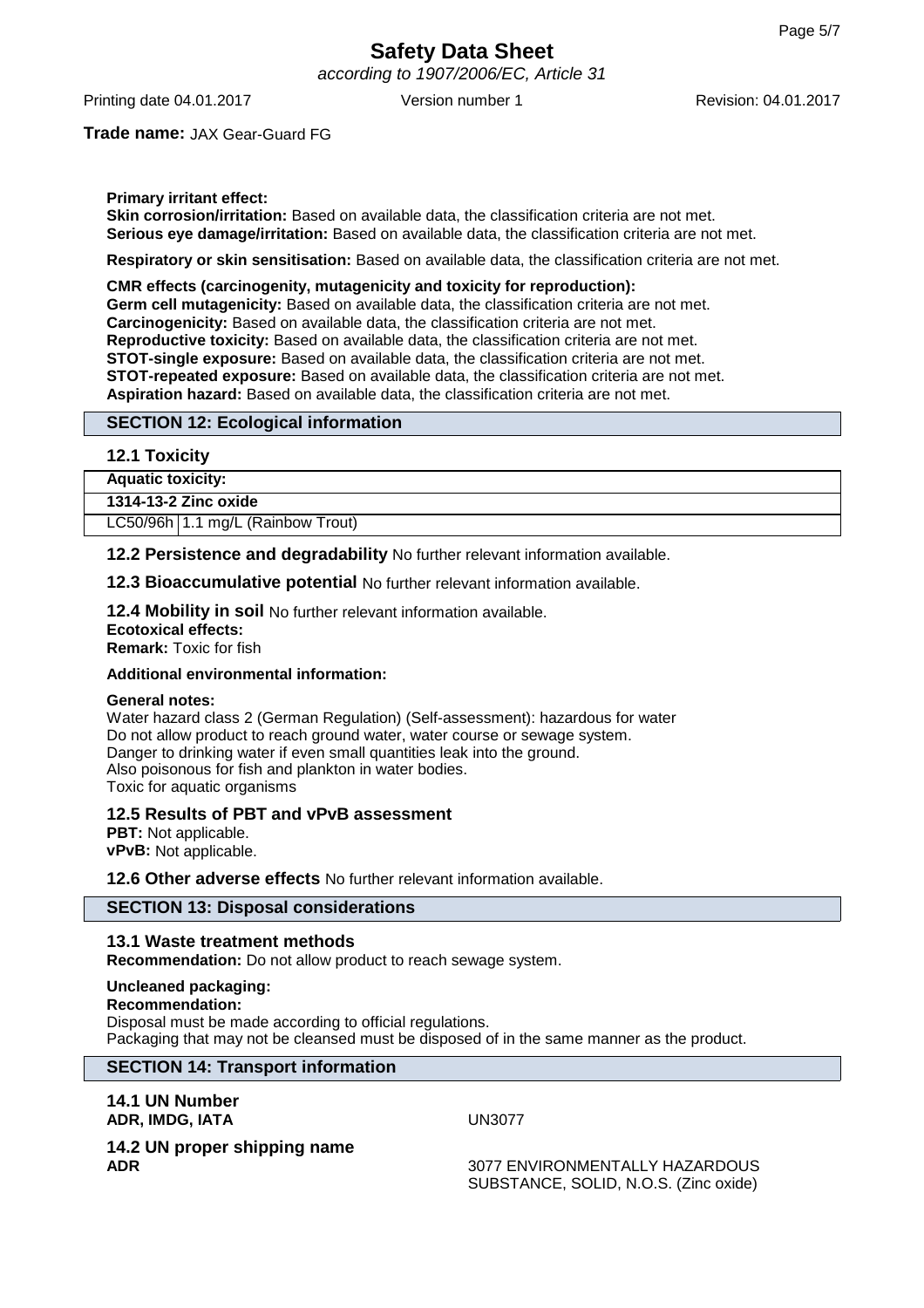**Primary irritant effect:**
**Skin corrosion/irritation:** Based on available data, the classification criteria are not met.
**Serious eye damage/irritation:** Based on available data, the classification criteria are not met.

**Respiratory or skin sensitisation:** Based on available data, the classification criteria are not met.

**CMR effects (carcinogenity, mutagenicity and toxicity for reproduction):**
**Germ cell mutagenicity:** Based on available data, the classification criteria are not met.
**Carcinogenicity:** Based on available data, the classification criteria are not met.
**Reproductive toxicity:** Based on available data, the classification criteria are not met.
**STOT-single exposure:** Based on available data, the classification criteria are not met.
**STOT-repeated exposure:** Based on available data, the classification criteria are not met.
**Aspiration hazard:** Based on available data, the classification criteria are not met.

## SECTION 12: Ecological information

### 12.1 Toxicity

| **Aquatic toxicity:** | |
|---|---|
| **1314-13-2 Zinc oxide** | |
| LC50/96h | 1.1 mg/L (Rainbow Trout) |

**12.2 Persistence and degradability** No further relevant information available.

**12.3 Bioaccumulative potential** No further relevant information available.

**12.4 Mobility in soil** No further relevant information available.
**Ecotoxical effects:**
**Remark:** Toxic for fish

**Additional environmental information:**

**General notes:**
Water hazard class 2 (German Regulation) (Self-assessment): hazardous for water
Do not allow product to reach ground water, water course or sewage system.
Danger to drinking water if even small quantities leak into the ground.
Also poisonous for fish and plankton in water bodies.
Toxic for aquatic organisms

### 12.5 Results of PBT and vPvB assessment

**PBT:** Not applicable.
**vPvB:** Not applicable.

**12.6 Other adverse effects** No further relevant information available.

## SECTION 13: Disposal considerations

### 13.1 Waste treatment methods

**Recommendation:** Do not allow product to reach sewage system.

**Uncleaned packaging:**
**Recommendation:**
Disposal must be made according to official regulations.
Packaging that may not be cleansed must be disposed of in the same manner as the product.

## SECTION 14: Transport information

### 14.1 UN Number

**ADR, IMDG, IATA** UN3077

### 14.2 UN proper shipping name

**ADR** 3077 ENVIRONMENTALLY HAZARDOUS SUBSTANCE, SOLID, N.O.S. (Zinc oxide)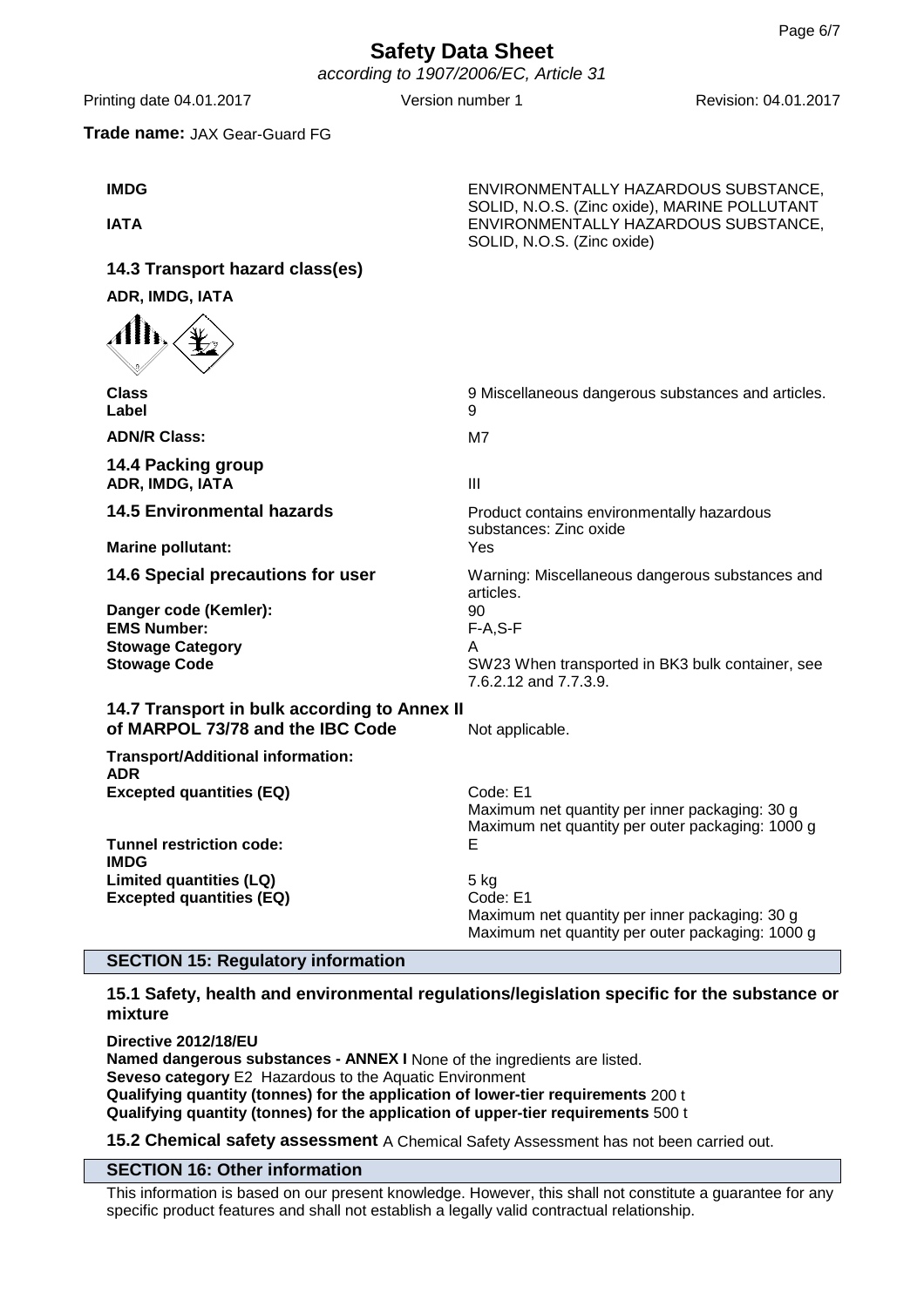**Trade name:** JAX Gear-Guard FG

| | |
|---|---|
| **IMDG** | ENVIRONMENTALLY HAZARDOUS SUBSTANCE, SOLID, N.O.S. (Zinc oxide), MARINE POLLUTANT |
| **IATA** | ENVIRONMENTALLY HAZARDOUS SUBSTANCE, SOLID, N.O.S. (Zinc oxide) |

### 14.3 Transport hazard class(es)

**ADR, IMDG, IATA**

| | |
|---|---|
| **Class** | 9 Miscellaneous dangerous substances and articles. |
| **Label** | 9 |
| **ADN/R Class:** | M7 |

### 14.4 Packing group

| | |
|---|---|
| **ADR, IMDG, IATA** | III |

| | |
|---|---|
| **14.5 Environmental hazards** | Product contains environmentally hazardous substances: Zinc oxide |
| **Marine pollutant:** | Yes |
| **14.6 Special precautions for user** | Warning: Miscellaneous dangerous substances and articles. |
| **Danger code (Kemler):** | 90 |
| **EMS Number:** | F-A,S-F |
| **Stowage Category** | A |
| **Stowage Code** | SW23 When transported in BK3 bulk container, see 7.6.2.12 and 7.7.3.9. |
| **14.7 Transport in bulk according to Annex II of MARPOL 73/78 and the IBC Code** | Not applicable. |

**Transport/Additional information:**

| | |
|---|---|
| **ADR** | |
| **Excepted quantities (EQ)** | Code: E1<br>Maximum net quantity per inner packaging: 30 g<br>Maximum net quantity per outer packaging: 1000 g |
| **Tunnel restriction code:** | E |
| **IMDG** | |
| **Limited quantities (LQ)** | 5 kg |
| **Excepted quantities (EQ)** | Code: E1<br>Maximum net quantity per inner packaging: 30 g<br>Maximum net quantity per outer packaging: 1000 g |

## SECTION 15: Regulatory information

### 15.1 Safety, health and environmental regulations/legislation specific for the substance or mixture

**Directive 2012/18/EU**
**Named dangerous substances - ANNEX I** None of the ingredients are listed.
**Seveso category** E2 Hazardous to the Aquatic Environment
**Qualifying quantity (tonnes) for the application of lower-tier requirements** 200 t
**Qualifying quantity (tonnes) for the application of upper-tier requirements** 500 t

**15.2 Chemical safety assessment** A Chemical Safety Assessment has not been carried out.

## SECTION 16: Other information

This information is based on our present knowledge. However, this shall not constitute a guarantee for any specific product features and shall not establish a legally valid contractual relationship.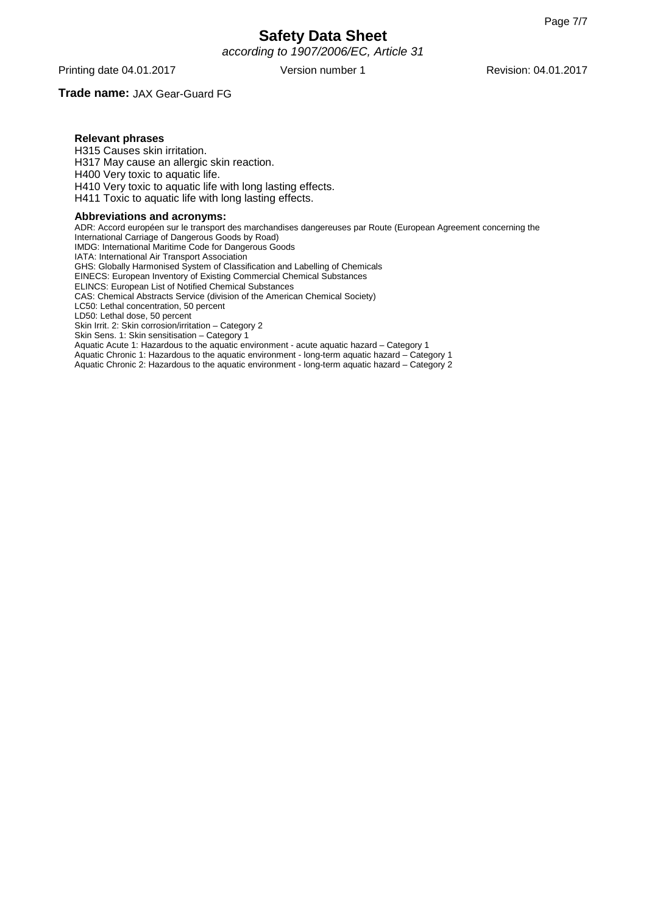**Trade name:** JAX Gear-Guard FG

**Relevant phrases**

H315 Causes skin irritation.
H317 May cause an allergic skin reaction.
H400 Very toxic to aquatic life.
H410 Very toxic to aquatic life with long lasting effects.
H411 Toxic to aquatic life with long lasting effects.

**Abbreviations and acronyms:**

ADR: Accord européen sur le transport des marchandises dangereuses par Route (European Agreement concerning the International Carriage of Dangerous Goods by Road)
IMDG: International Maritime Code for Dangerous Goods
IATA: International Air Transport Association
GHS: Globally Harmonised System of Classification and Labelling of Chemicals
EINECS: European Inventory of Existing Commercial Chemical Substances
ELINCS: European List of Notified Chemical Substances
CAS: Chemical Abstracts Service (division of the American Chemical Society)
LC50: Lethal concentration, 50 percent
LD50: Lethal dose, 50 percent
Skin Irrit. 2: Skin corrosion/irritation – Category 2
Skin Sens. 1: Skin sensitisation – Category 1
Aquatic Acute 1: Hazardous to the aquatic environment - acute aquatic hazard – Category 1
Aquatic Chronic 1: Hazardous to the aquatic environment - long-term aquatic hazard – Category 1
Aquatic Chronic 2: Hazardous to the aquatic environment - long-term aquatic hazard – Category 2